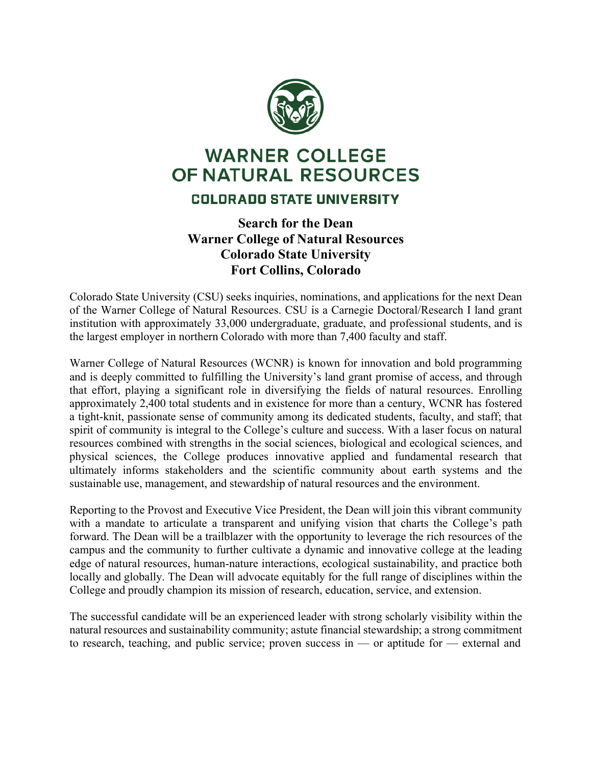# WARNER COLLEGE OF NATURAL RESOURCES

## COLORADO STATE UNIVERSITY

**Search for the Dean**
**Warner College of Natural Resources**
**Colorado State University**
**Fort Collins, Colorado**

Colorado State University (CSU) seeks inquiries, nominations, and applications for the next Dean of the Warner College of Natural Resources. CSU is a Carnegie Doctoral/Research I land grant institution with approximately 33,000 undergraduate, graduate, and professional students, and is the largest employer in northern Colorado with more than 7,400 faculty and staff.

Warner College of Natural Resources (WCNR) is known for innovation and bold programming and is deeply committed to fulfilling the University's land grant promise of access, and through that effort, playing a significant role in diversifying the fields of natural resources. Enrolling approximately 2,400 total students and in existence for more than a century, WCNR has fostered a tight-knit, passionate sense of community among its dedicated students, faculty, and staff; that spirit of community is integral to the College's culture and success. With a laser focus on natural resources combined with strengths in the social sciences, biological and ecological sciences, and physical sciences, the College produces innovative applied and fundamental research that ultimately informs stakeholders and the scientific community about earth systems and the sustainable use, management, and stewardship of natural resources and the environment.

Reporting to the Provost and Executive Vice President, the Dean will join this vibrant community with a mandate to articulate a transparent and unifying vision that charts the College's path forward. The Dean will be a trailblazer with the opportunity to leverage the rich resources of the campus and the community to further cultivate a dynamic and innovative college at the leading edge of natural resources, human-nature interactions, ecological sustainability, and practice both locally and globally. The Dean will advocate equitably for the full range of disciplines within the College and proudly champion its mission of research, education, service, and extension.

The successful candidate will be an experienced leader with strong scholarly visibility within the natural resources and sustainability community; astute financial stewardship; a strong commitment to research, teaching, and public service; proven success in — or aptitude for — external and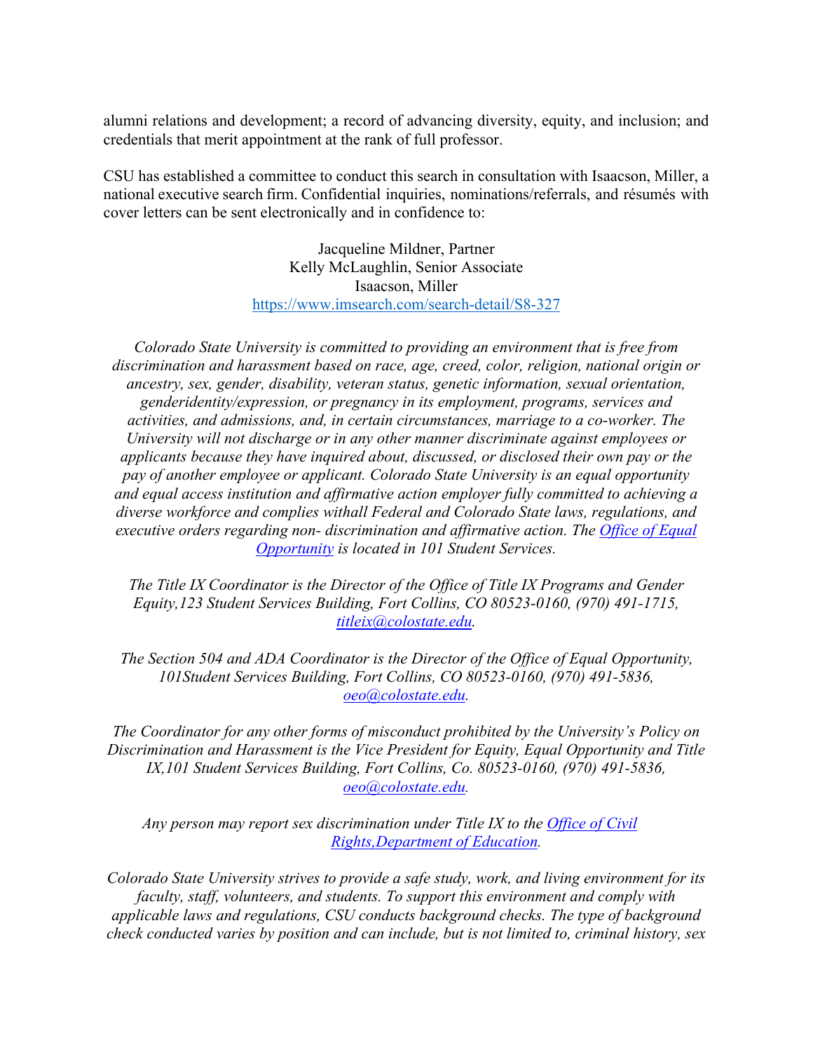alumni relations and development; a record of advancing diversity, equity, and inclusion; and credentials that merit appointment at the rank of full professor.

CSU has established a committee to conduct this search in consultation with Isaacson, Miller, a national executive search firm. Confidential inquiries, nominations/referrals, and résumés with cover letters can be sent electronically and in confidence to:

Jacqueline Mildner, Partner
Kelly McLaughlin, Senior Associate
Isaacson, Miller
[https://www.imsearch.com/search-detail/S8-327](https://www.imsearch.com/search-detail/S8-327)

*Colorado State University is committed to providing an environment that is free from discrimination and harassment based on race, age, creed, color, religion, national origin or ancestry, sex, gender, disability, veteran status, genetic information, sexual orientation, genderidentity/expression, or pregnancy in its employment, programs, services and activities, and admissions, and, in certain circumstances, marriage to a co-worker. The University will not discharge or in any other manner discriminate against employees or applicants because they have inquired about, discussed, or disclosed their own pay or the pay of another employee or applicant. Colorado State University is an equal opportunity and equal access institution and affirmative action employer fully committed to achieving a diverse workforce and complies withall Federal and Colorado State laws, regulations, and executive orders regarding non- discrimination and affirmative action. The Office of Equal Opportunity is located in 101 Student Services.*

*The Title IX Coordinator is the Director of the Office of Title IX Programs and Gender Equity,123 Student Services Building, Fort Collins, CO 80523-0160, (970) 491-1715, titleix@colostate.edu.*

*The Section 504 and ADA Coordinator is the Director of the Office of Equal Opportunity, 101Student Services Building, Fort Collins, CO 80523-0160, (970) 491-5836, oeo@colostate.edu.*

*The Coordinator for any other forms of misconduct prohibited by the University's Policy on Discrimination and Harassment is the Vice President for Equity, Equal Opportunity and Title IX,101 Student Services Building, Fort Collins, Co. 80523-0160, (970) 491-5836, oeo@colostate.edu.*

*Any person may report sex discrimination under Title IX to the Office of Civil Rights,Department of Education.*

*Colorado State University strives to provide a safe study, work, and living environment for its faculty, staff, volunteers, and students. To support this environment and comply with applicable laws and regulations, CSU conducts background checks. The type of background check conducted varies by position and can include, but is not limited to, criminal history, sex*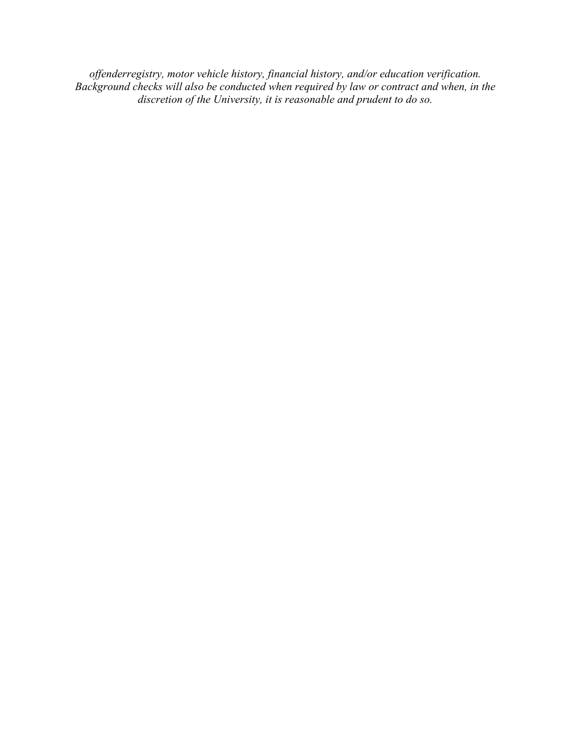*offenderregistry, motor vehicle history, financial history, and/or education verification. Background checks will also be conducted when required by law or contract and when, in the discretion of the University, it is reasonable and prudent to do so.*